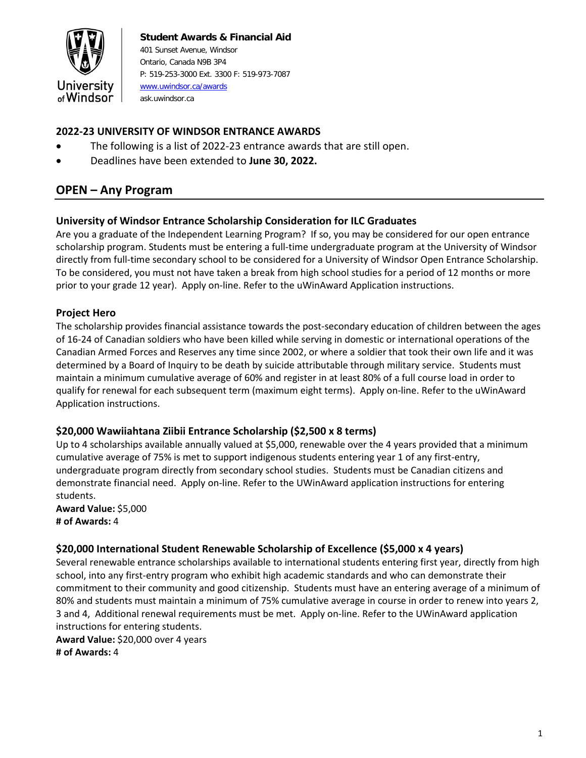**Student Awards & Financial Aid**
401 Sunset Avenue, Windsor
Ontario, Canada N9B 3P4
P: 519-253-3000 Ext. 3300 F: 519-973-7087
www.uwindsor.ca/awards
ask.uwindsor.ca

### 2022-23 UNIVERSITY OF WINDSOR ENTRANCE AWARDS

- The following is a list of 2022-23 entrance awards that are still open.
- Deadlines have been extended to **June 30, 2022.**

## OPEN – Any Program

### University of Windsor Entrance Scholarship Consideration for ILC Graduates

Are you a graduate of the Independent Learning Program? If so, you may be considered for our open entrance scholarship program. Students must be entering a full-time undergraduate program at the University of Windsor directly from full-time secondary school to be considered for a University of Windsor Open Entrance Scholarship. To be considered, you must not have taken a break from high school studies for a period of 12 months or more prior to your grade 12 year). Apply on-line. Refer to the uWinAward Application instructions.

### Project Hero

The scholarship provides financial assistance towards the post-secondary education of children between the ages of 16-24 of Canadian soldiers who have been killed while serving in domestic or international operations of the Canadian Armed Forces and Reserves any time since 2002, or where a soldier that took their own life and it was determined by a Board of Inquiry to be death by suicide attributable through military service. Students must maintain a minimum cumulative average of 60% and register in at least 80% of a full course load in order to qualify for renewal for each subsequent term (maximum eight terms). Apply on-line. Refer to the uWinAward Application instructions.

### $20,000 Wawiiahtana Ziibii Entrance Scholarship ($2,500 x 8 terms)

Up to 4 scholarships available annually valued at $5,000, renewable over the 4 years provided that a minimum cumulative average of 75% is met to support indigenous students entering year 1 of any first-entry, undergraduate program directly from secondary school studies. Students must be Canadian citizens and demonstrate financial need. Apply on-line. Refer to the UWinAward application instructions for entering students.

**Award Value:** $5,000
**# of Awards:** 4

### $20,000 International Student Renewable Scholarship of Excellence ($5,000 x 4 years)

Several renewable entrance scholarships available to international students entering first year, directly from high school, into any first-entry program who exhibit high academic standards and who can demonstrate their commitment to their community and good citizenship. Students must have an entering average of a minimum of 80% and students must maintain a minimum of 75% cumulative average in course in order to renew into years 2, 3 and 4, Additional renewal requirements must be met. Apply on-line. Refer to the UWinAward application instructions for entering students.

**Award Value:** $20,000 over 4 years
**# of Awards:** 4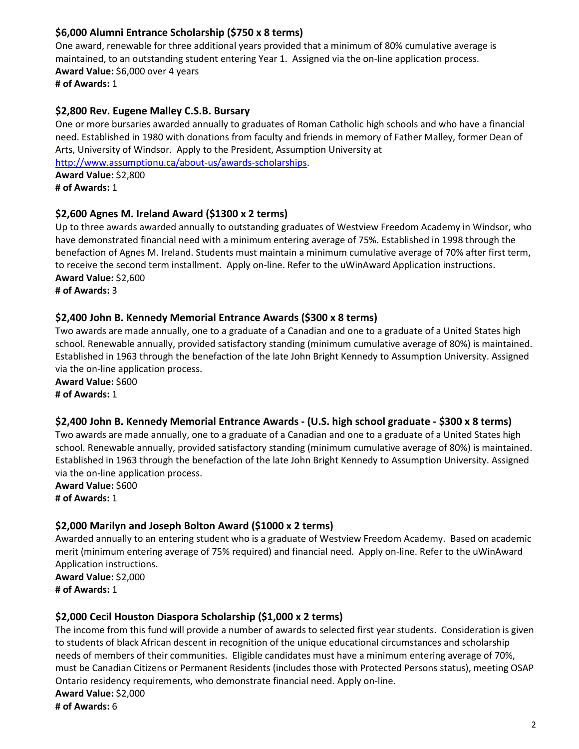### $6,000 Alumni Entrance Scholarship ($750 x 8 terms)

One award, renewable for three additional years provided that a minimum of 80% cumulative average is maintained, to an outstanding student entering Year 1. Assigned via the on-line application process.
**Award Value:** $6,000 over 4 years
**# of Awards:** 1

### $2,800 Rev. Eugene Malley C.S.B. Bursary

One or more bursaries awarded annually to graduates of Roman Catholic high schools and who have a financial need. Established in 1980 with donations from faculty and friends in memory of Father Malley, former Dean of Arts, University of Windsor. Apply to the President, Assumption University at http://www.assumptionu.ca/about-us/awards-scholarships.
**Award Value:** $2,800
**# of Awards:** 1

### $2,600 Agnes M. Ireland Award ($1300 x 2 terms)

Up to three awards awarded annually to outstanding graduates of Westview Freedom Academy in Windsor, who have demonstrated financial need with a minimum entering average of 75%. Established in 1998 through the benefaction of Agnes M. Ireland. Students must maintain a minimum cumulative average of 70% after first term, to receive the second term installment. Apply on-line. Refer to the uWinAward Application instructions.
**Award Value:** $2,600
**# of Awards:** 3

### $2,400 John B. Kennedy Memorial Entrance Awards ($300 x 8 terms)

Two awards are made annually, one to a graduate of a Canadian and one to a graduate of a United States high school. Renewable annually, provided satisfactory standing (minimum cumulative average of 80%) is maintained. Established in 1963 through the benefaction of the late John Bright Kennedy to Assumption University. Assigned via the on-line application process.
**Award Value:** $600
**# of Awards:** 1

### $2,400 John B. Kennedy Memorial Entrance Awards - (U.S. high school graduate - $300 x 8 terms)

Two awards are made annually, one to a graduate of a Canadian and one to a graduate of a United States high school. Renewable annually, provided satisfactory standing (minimum cumulative average of 80%) is maintained. Established in 1963 through the benefaction of the late John Bright Kennedy to Assumption University. Assigned via the on-line application process.
**Award Value:** $600
**# of Awards:** 1

### $2,000 Marilyn and Joseph Bolton Award ($1000 x 2 terms)

Awarded annually to an entering student who is a graduate of Westview Freedom Academy. Based on academic merit (minimum entering average of 75% required) and financial need. Apply on-line. Refer to the uWinAward Application instructions.
**Award Value:** $2,000
**# of Awards:** 1

### $2,000 Cecil Houston Diaspora Scholarship ($1,000 x 2 terms)

The income from this fund will provide a number of awards to selected first year students. Consideration is given to students of black African descent in recognition of the unique educational circumstances and scholarship needs of members of their communities. Eligible candidates must have a minimum entering average of 70%, must be Canadian Citizens or Permanent Residents (includes those with Protected Persons status), meeting OSAP Ontario residency requirements, who demonstrate financial need. Apply on-line.
**Award Value:** $2,000
**# of Awards:** 6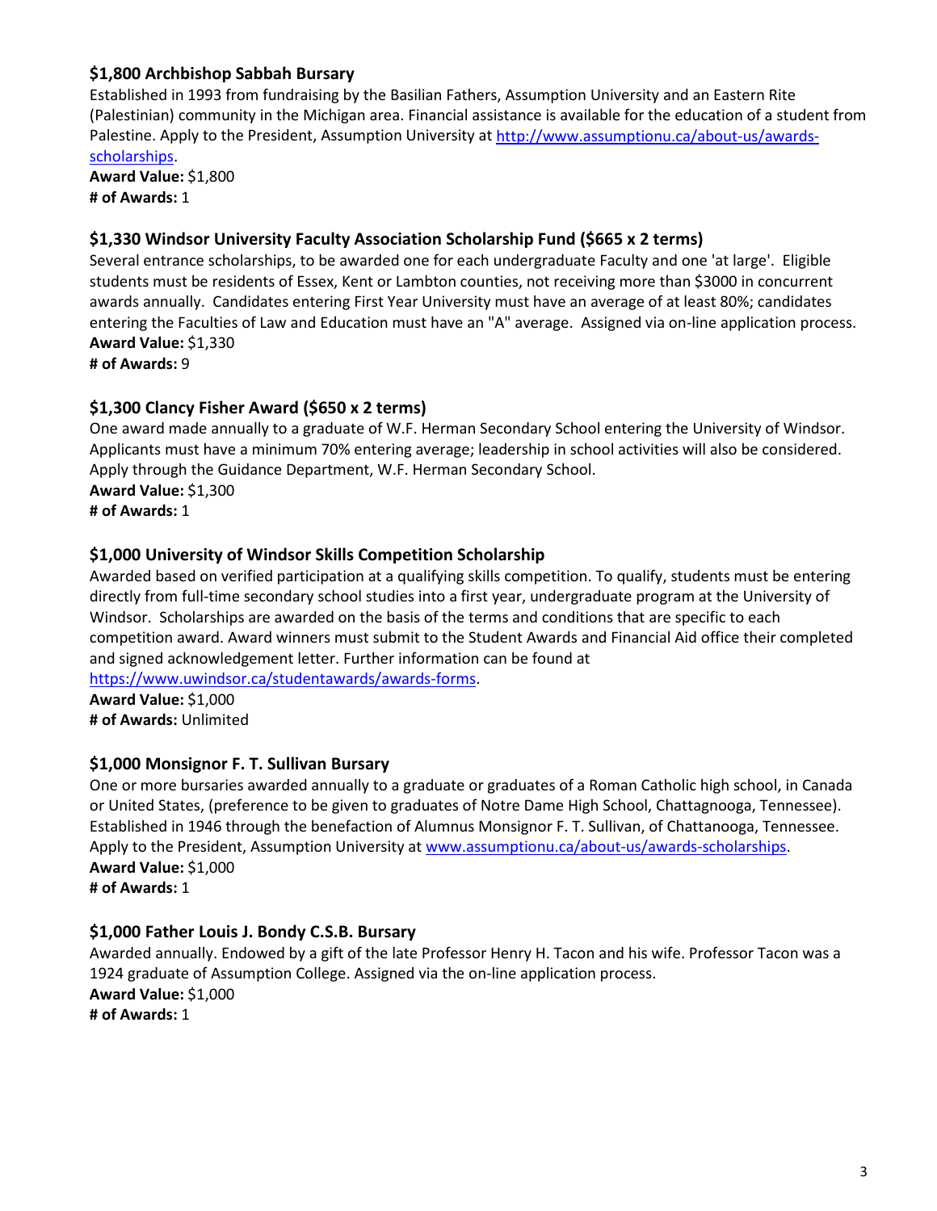### $1,800 Archbishop Sabbah Bursary

Established in 1993 from fundraising by the Basilian Fathers, Assumption University and an Eastern Rite (Palestinian) community in the Michigan area. Financial assistance is available for the education of a student from Palestine. Apply to the President, Assumption University at [http://www.assumptionu.ca/about-us/awards-scholarships](http://www.assumptionu.ca/about-us/awards-scholarships).

**Award Value:** $1,800
**# of Awards:** 1

### $1,330 Windsor University Faculty Association Scholarship Fund ($665 x 2 terms)

Several entrance scholarships, to be awarded one for each undergraduate Faculty and one 'at large'. Eligible students must be residents of Essex, Kent or Lambton counties, not receiving more than $3000 in concurrent awards annually. Candidates entering First Year University must have an average of at least 80%; candidates entering the Faculties of Law and Education must have an "A" average. Assigned via on-line application process.

**Award Value:** $1,330
**# of Awards:** 9

### $1,300 Clancy Fisher Award ($650 x 2 terms)

One award made annually to a graduate of W.F. Herman Secondary School entering the University of Windsor. Applicants must have a minimum 70% entering average; leadership in school activities will also be considered. Apply through the Guidance Department, W.F. Herman Secondary School.

**Award Value:** $1,300
**# of Awards:** 1

### $1,000 University of Windsor Skills Competition Scholarship

Awarded based on verified participation at a qualifying skills competition. To qualify, students must be entering directly from full-time secondary school studies into a first year, undergraduate program at the University of Windsor. Scholarships are awarded on the basis of the terms and conditions that are specific to each competition award. Award winners must submit to the Student Awards and Financial Aid office their completed and signed acknowledgement letter. Further information can be found at [https://www.uwindsor.ca/studentawards/awards-forms](https://www.uwindsor.ca/studentawards/awards-forms).

**Award Value:** $1,000
**# of Awards:** Unlimited

### $1,000 Monsignor F. T. Sullivan Bursary

One or more bursaries awarded annually to a graduate or graduates of a Roman Catholic high school, in Canada or United States, (preference to be given to graduates of Notre Dame High School, Chattagnooga, Tennessee). Established in 1946 through the benefaction of Alumnus Monsignor F. T. Sullivan, of Chattanooga, Tennessee. Apply to the President, Assumption University at [www.assumptionu.ca/about-us/awards-scholarships](www.assumptionu.ca/about-us/awards-scholarships).

**Award Value:** $1,000
**# of Awards:** 1

### $1,000 Father Louis J. Bondy C.S.B. Bursary

Awarded annually. Endowed by a gift of the late Professor Henry H. Tacon and his wife. Professor Tacon was a 1924 graduate of Assumption College. Assigned via the on-line application process.

**Award Value:** $1,000
**# of Awards:** 1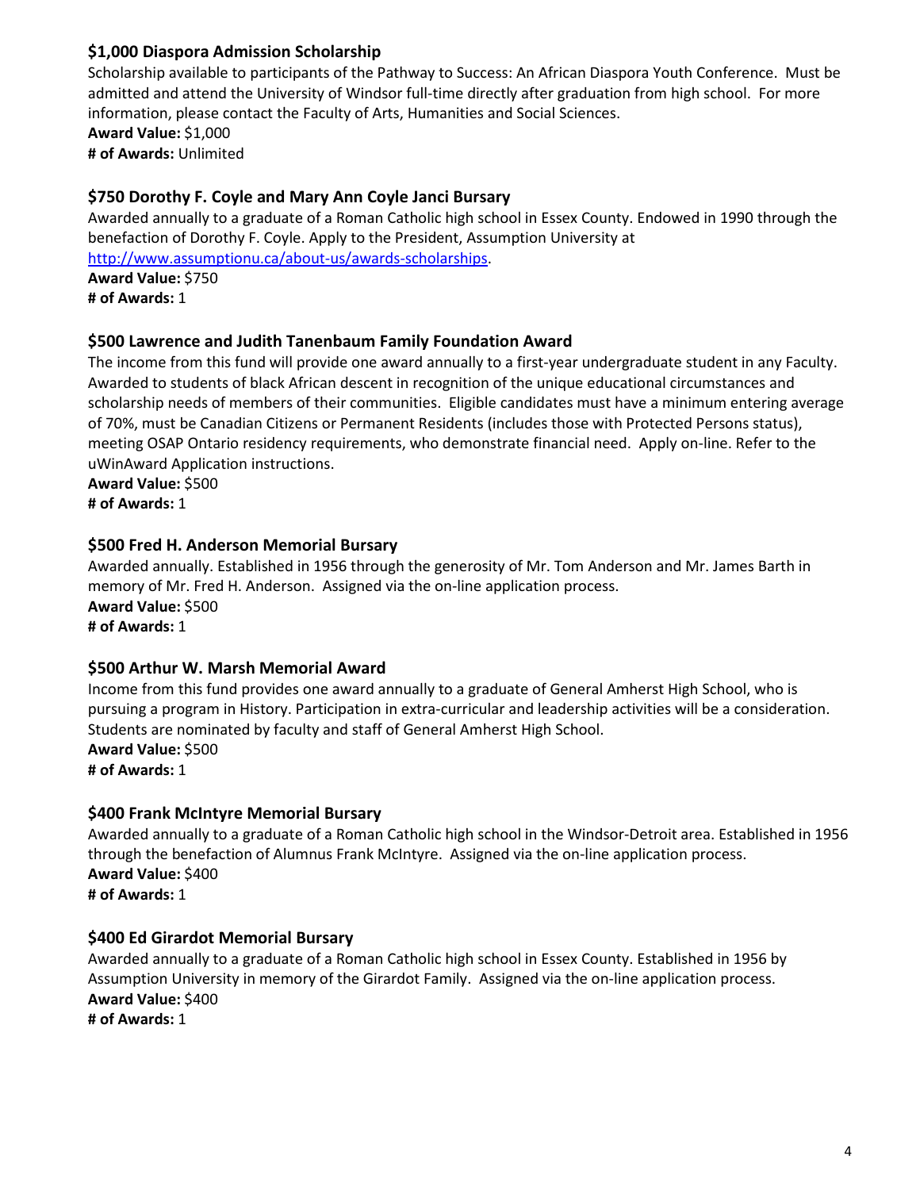### $1,000 Diaspora Admission Scholarship

Scholarship available to participants of the Pathway to Success: An African Diaspora Youth Conference. Must be admitted and attend the University of Windsor full-time directly after graduation from high school. For more information, please contact the Faculty of Arts, Humanities and Social Sciences.

**Award Value:** $1,000
**# of Awards:** Unlimited

### $750 Dorothy F. Coyle and Mary Ann Coyle Janci Bursary

Awarded annually to a graduate of a Roman Catholic high school in Essex County. Endowed in 1990 through the benefaction of Dorothy F. Coyle. Apply to the President, Assumption University at http://www.assumptionu.ca/about-us/awards-scholarships.

**Award Value:** $750
**# of Awards:** 1

### $500 Lawrence and Judith Tanenbaum Family Foundation Award

The income from this fund will provide one award annually to a first-year undergraduate student in any Faculty. Awarded to students of black African descent in recognition of the unique educational circumstances and scholarship needs of members of their communities. Eligible candidates must have a minimum entering average of 70%, must be Canadian Citizens or Permanent Residents (includes those with Protected Persons status), meeting OSAP Ontario residency requirements, who demonstrate financial need. Apply on-line. Refer to the uWinAward Application instructions.

**Award Value:** $500
**# of Awards:** 1

### $500 Fred H. Anderson Memorial Bursary

Awarded annually. Established in 1956 through the generosity of Mr. Tom Anderson and Mr. James Barth in memory of Mr. Fred H. Anderson. Assigned via the on-line application process.

**Award Value:** $500
**# of Awards:** 1

### $500 Arthur W. Marsh Memorial Award

Income from this fund provides one award annually to a graduate of General Amherst High School, who is pursuing a program in History. Participation in extra-curricular and leadership activities will be a consideration. Students are nominated by faculty and staff of General Amherst High School.

**Award Value:** $500
**# of Awards:** 1

### $400 Frank McIntyre Memorial Bursary

Awarded annually to a graduate of a Roman Catholic high school in the Windsor-Detroit area. Established in 1956 through the benefaction of Alumnus Frank McIntyre. Assigned via the on-line application process.

**Award Value:** $400
**# of Awards:** 1

### $400 Ed Girardot Memorial Bursary

Awarded annually to a graduate of a Roman Catholic high school in Essex County. Established in 1956 by Assumption University in memory of the Girardot Family. Assigned via the on-line application process.

**Award Value:** $400
**# of Awards:** 1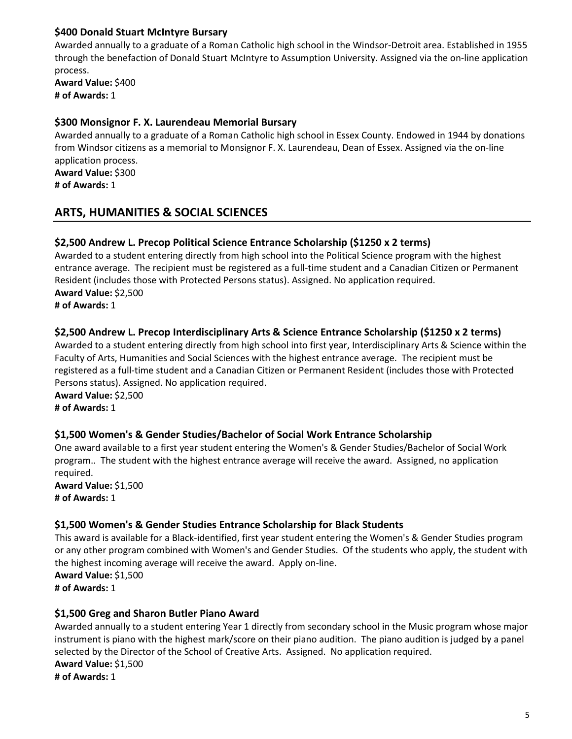### $400 Donald Stuart McIntyre Bursary

Awarded annually to a graduate of a Roman Catholic high school in the Windsor-Detroit area. Established in 1955 through the benefaction of Donald Stuart McIntyre to Assumption University. Assigned via the on-line application process.

**Award Value:** $400
**# of Awards:** 1

### $300 Monsignor F. X. Laurendeau Memorial Bursary

Awarded annually to a graduate of a Roman Catholic high school in Essex County. Endowed in 1944 by donations from Windsor citizens as a memorial to Monsignor F. X. Laurendeau, Dean of Essex. Assigned via the on-line application process.

**Award Value:** $300
**# of Awards:** 1

## ARTS, HUMANITIES & SOCIAL SCIENCES

### $2,500 Andrew L. Precop Political Science Entrance Scholarship ($1250 x 2 terms)

Awarded to a student entering directly from high school into the Political Science program with the highest entrance average. The recipient must be registered as a full-time student and a Canadian Citizen or Permanent Resident (includes those with Protected Persons status). Assigned. No application required.

**Award Value:** $2,500
**# of Awards:** 1

### $2,500 Andrew L. Precop Interdisciplinary Arts & Science Entrance Scholarship ($1250 x 2 terms)

Awarded to a student entering directly from high school into first year, Interdisciplinary Arts & Science within the Faculty of Arts, Humanities and Social Sciences with the highest entrance average. The recipient must be registered as a full-time student and a Canadian Citizen or Permanent Resident (includes those with Protected Persons status). Assigned. No application required.

**Award Value:** $2,500
**# of Awards:** 1

### $1,500 Women's & Gender Studies/Bachelor of Social Work Entrance Scholarship

One award available to a first year student entering the Women's & Gender Studies/Bachelor of Social Work program.. The student with the highest entrance average will receive the award. Assigned, no application required.

**Award Value:** $1,500
**# of Awards:** 1

### $1,500 Women's & Gender Studies Entrance Scholarship for Black Students

This award is available for a Black-identified, first year student entering the Women's & Gender Studies program or any other program combined with Women's and Gender Studies. Of the students who apply, the student with the highest incoming average will receive the award. Apply on-line.

**Award Value:** $1,500
**# of Awards:** 1

### $1,500 Greg and Sharon Butler Piano Award

Awarded annually to a student entering Year 1 directly from secondary school in the Music program whose major instrument is piano with the highest mark/score on their piano audition. The piano audition is judged by a panel selected by the Director of the School of Creative Arts. Assigned. No application required.

**Award Value:** $1,500
**# of Awards:** 1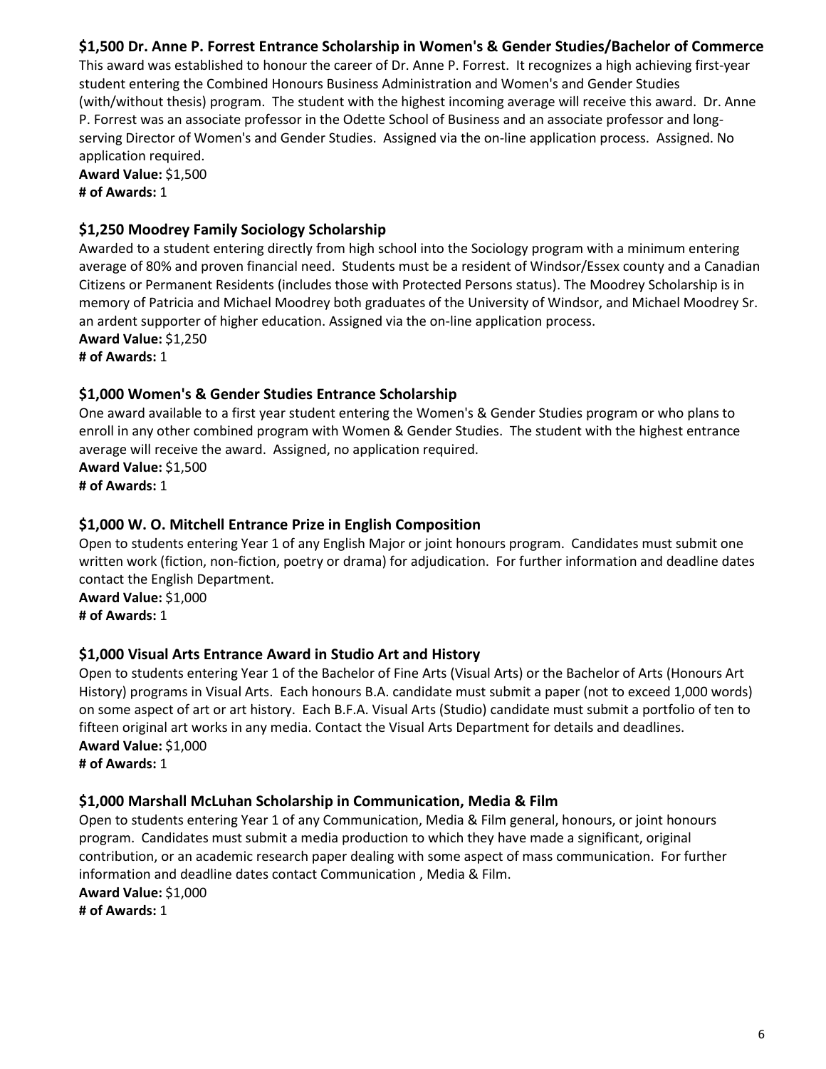### $1,500 Dr. Anne P. Forrest Entrance Scholarship in Women's & Gender Studies/Bachelor of Commerce

This award was established to honour the career of Dr. Anne P. Forrest. It recognizes a high achieving first-year student entering the Combined Honours Business Administration and Women's and Gender Studies (with/without thesis) program. The student with the highest incoming average will receive this award. Dr. Anne P. Forrest was an associate professor in the Odette School of Business and an associate professor and long-serving Director of Women's and Gender Studies. Assigned via the on-line application process. Assigned. No application required.

**Award Value:** $1,500
**# of Awards:** 1

### $1,250 Moodrey Family Sociology Scholarship

Awarded to a student entering directly from high school into the Sociology program with a minimum entering average of 80% and proven financial need. Students must be a resident of Windsor/Essex county and a Canadian Citizens or Permanent Residents (includes those with Protected Persons status). The Moodrey Scholarship is in memory of Patricia and Michael Moodrey both graduates of the University of Windsor, and Michael Moodrey Sr. an ardent supporter of higher education. Assigned via the on-line application process.

**Award Value:** $1,250
**# of Awards:** 1

### $1,000 Women's & Gender Studies Entrance Scholarship

One award available to a first year student entering the Women's & Gender Studies program or who plans to enroll in any other combined program with Women & Gender Studies. The student with the highest entrance average will receive the award. Assigned, no application required.

**Award Value:** $1,500
**# of Awards:** 1

### $1,000 W. O. Mitchell Entrance Prize in English Composition

Open to students entering Year 1 of any English Major or joint honours program. Candidates must submit one written work (fiction, non-fiction, poetry or drama) for adjudication. For further information and deadline dates contact the English Department.

**Award Value:** $1,000
**# of Awards:** 1

### $1,000 Visual Arts Entrance Award in Studio Art and History

Open to students entering Year 1 of the Bachelor of Fine Arts (Visual Arts) or the Bachelor of Arts (Honours Art History) programs in Visual Arts. Each honours B.A. candidate must submit a paper (not to exceed 1,000 words) on some aspect of art or art history. Each B.F.A. Visual Arts (Studio) candidate must submit a portfolio of ten to fifteen original art works in any media. Contact the Visual Arts Department for details and deadlines.

**Award Value:** $1,000
**# of Awards:** 1

### $1,000 Marshall McLuhan Scholarship in Communication, Media & Film

Open to students entering Year 1 of any Communication, Media & Film general, honours, or joint honours program. Candidates must submit a media production to which they have made a significant, original contribution, or an academic research paper dealing with some aspect of mass communication. For further information and deadline dates contact Communication , Media & Film.

**Award Value:** $1,000
**# of Awards:** 1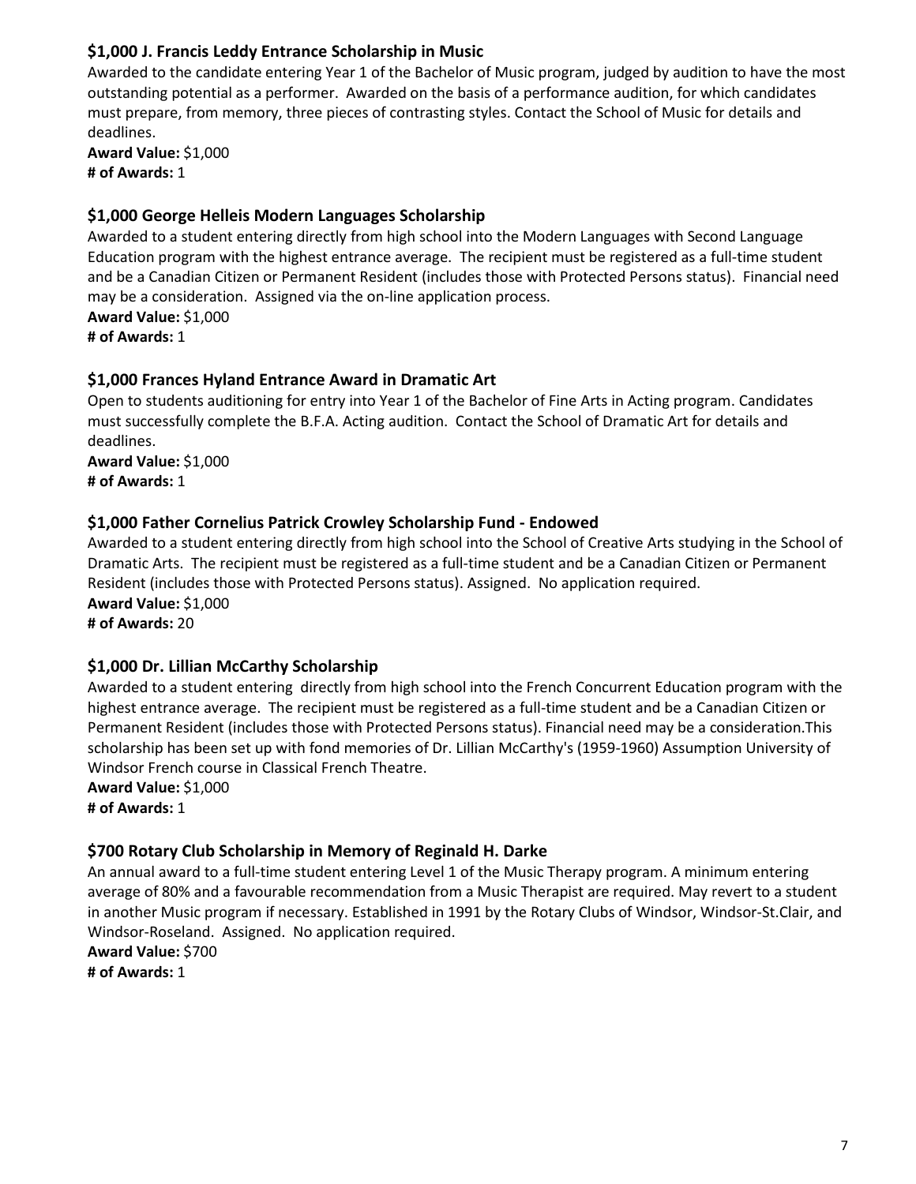### $1,000 J. Francis Leddy Entrance Scholarship in Music

Awarded to the candidate entering Year 1 of the Bachelor of Music program, judged by audition to have the most outstanding potential as a performer. Awarded on the basis of a performance audition, for which candidates must prepare, from memory, three pieces of contrasting styles. Contact the School of Music for details and deadlines.

**Award Value:** $1,000
**# of Awards:** 1

### $1,000 George Helleis Modern Languages Scholarship

Awarded to a student entering directly from high school into the Modern Languages with Second Language Education program with the highest entrance average. The recipient must be registered as a full-time student and be a Canadian Citizen or Permanent Resident (includes those with Protected Persons status). Financial need may be a consideration. Assigned via the on-line application process.

**Award Value:** $1,000
**# of Awards:** 1

### $1,000 Frances Hyland Entrance Award in Dramatic Art

Open to students auditioning for entry into Year 1 of the Bachelor of Fine Arts in Acting program. Candidates must successfully complete the B.F.A. Acting audition. Contact the School of Dramatic Art for details and deadlines.

**Award Value:** $1,000
**# of Awards:** 1

### $1,000 Father Cornelius Patrick Crowley Scholarship Fund - Endowed

Awarded to a student entering directly from high school into the School of Creative Arts studying in the School of Dramatic Arts. The recipient must be registered as a full-time student and be a Canadian Citizen or Permanent Resident (includes those with Protected Persons status). Assigned. No application required.

**Award Value:** $1,000
**# of Awards:** 20

### $1,000 Dr. Lillian McCarthy Scholarship

Awarded to a student entering directly from high school into the French Concurrent Education program with the highest entrance average. The recipient must be registered as a full-time student and be a Canadian Citizen or Permanent Resident (includes those with Protected Persons status). Financial need may be a consideration.This scholarship has been set up with fond memories of Dr. Lillian McCarthy's (1959-1960) Assumption University of Windsor French course in Classical French Theatre.

**Award Value:** $1,000
**# of Awards:** 1

### $700 Rotary Club Scholarship in Memory of Reginald H. Darke

An annual award to a full-time student entering Level 1 of the Music Therapy program. A minimum entering average of 80% and a favourable recommendation from a Music Therapist are required. May revert to a student in another Music program if necessary. Established in 1991 by the Rotary Clubs of Windsor, Windsor-St.Clair, and Windsor-Roseland. Assigned. No application required.

**Award Value:** $700
**# of Awards:** 1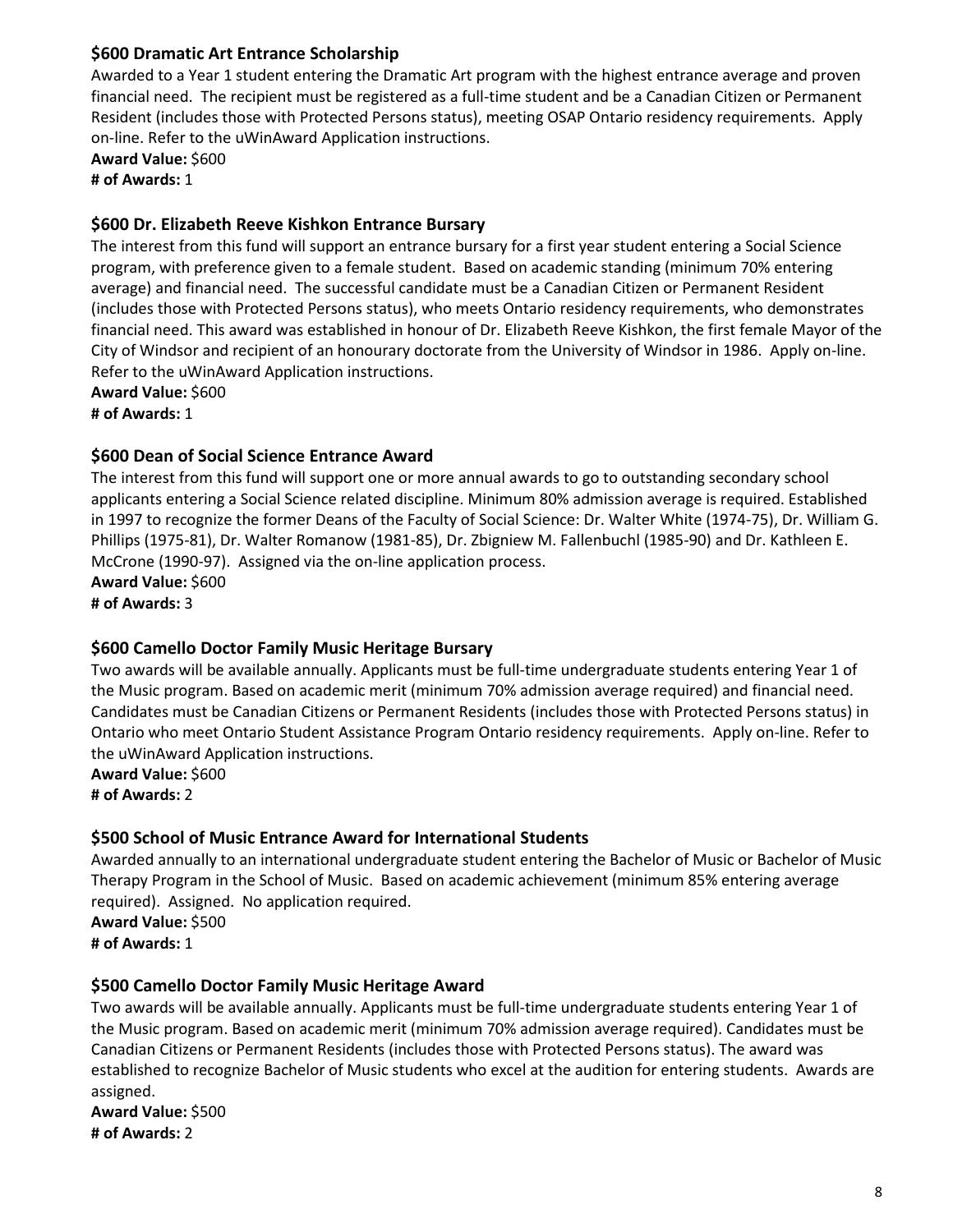### $600 Dramatic Art Entrance Scholarship

Awarded to a Year 1 student entering the Dramatic Art program with the highest entrance average and proven financial need. The recipient must be registered as a full-time student and be a Canadian Citizen or Permanent Resident (includes those with Protected Persons status), meeting OSAP Ontario residency requirements. Apply on-line. Refer to the uWinAward Application instructions.

**Award Value:** $600
**# of Awards:** 1

### $600 Dr. Elizabeth Reeve Kishkon Entrance Bursary

The interest from this fund will support an entrance bursary for a first year student entering a Social Science program, with preference given to a female student. Based on academic standing (minimum 70% entering average) and financial need. The successful candidate must be a Canadian Citizen or Permanent Resident (includes those with Protected Persons status), who meets Ontario residency requirements, who demonstrates financial need. This award was established in honour of Dr. Elizabeth Reeve Kishkon, the first female Mayor of the City of Windsor and recipient of an honourary doctorate from the University of Windsor in 1986. Apply on-line. Refer to the uWinAward Application instructions.

**Award Value:** $600
**# of Awards:** 1

### $600 Dean of Social Science Entrance Award

The interest from this fund will support one or more annual awards to go to outstanding secondary school applicants entering a Social Science related discipline. Minimum 80% admission average is required. Established in 1997 to recognize the former Deans of the Faculty of Social Science: Dr. Walter White (1974-75), Dr. William G. Phillips (1975-81), Dr. Walter Romanow (1981-85), Dr. Zbigniew M. Fallenbuchl (1985-90) and Dr. Kathleen E. McCrone (1990-97). Assigned via the on-line application process.

**Award Value:** $600
**# of Awards:** 3

### $600 Camello Doctor Family Music Heritage Bursary

Two awards will be available annually. Applicants must be full-time undergraduate students entering Year 1 of the Music program. Based on academic merit (minimum 70% admission average required) and financial need. Candidates must be Canadian Citizens or Permanent Residents (includes those with Protected Persons status) in Ontario who meet Ontario Student Assistance Program Ontario residency requirements. Apply on-line. Refer to the uWinAward Application instructions.

**Award Value:** $600
**# of Awards:** 2

### $500 School of Music Entrance Award for International Students

Awarded annually to an international undergraduate student entering the Bachelor of Music or Bachelor of Music Therapy Program in the School of Music. Based on academic achievement (minimum 85% entering average required). Assigned. No application required.

**Award Value:** $500
**# of Awards:** 1

### $500 Camello Doctor Family Music Heritage Award

Two awards will be available annually. Applicants must be full-time undergraduate students entering Year 1 of the Music program. Based on academic merit (minimum 70% admission average required). Candidates must be Canadian Citizens or Permanent Residents (includes those with Protected Persons status). The award was established to recognize Bachelor of Music students who excel at the audition for entering students. Awards are assigned.

**Award Value:** $500
**# of Awards:** 2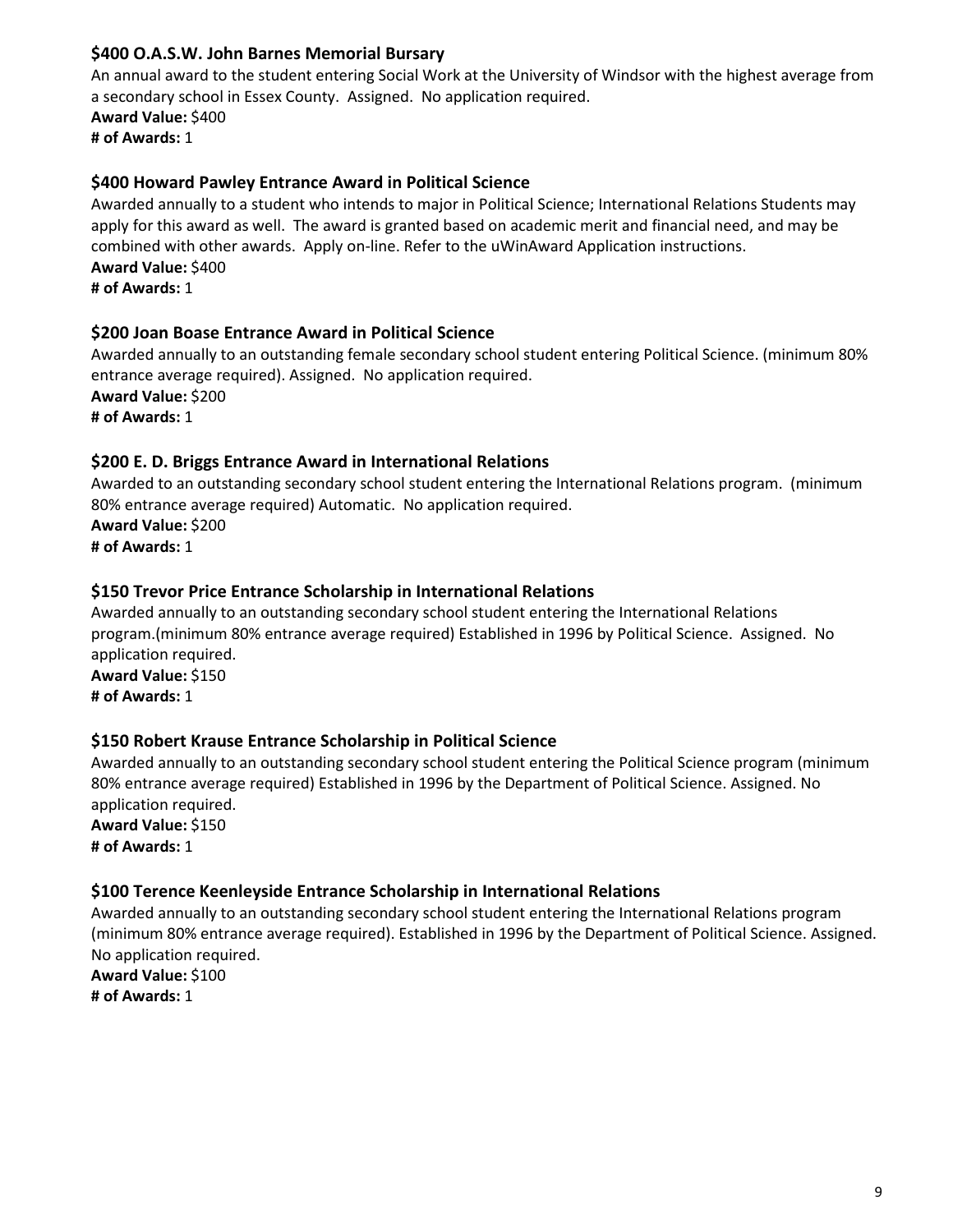### $400 O.A.S.W. John Barnes Memorial Bursary

An annual award to the student entering Social Work at the University of Windsor with the highest average from a secondary school in Essex County. Assigned. No application required.

**Award Value:** $400
**# of Awards:** 1

### $400 Howard Pawley Entrance Award in Political Science

Awarded annually to a student who intends to major in Political Science; International Relations Students may apply for this award as well. The award is granted based on academic merit and financial need, and may be combined with other awards. Apply on-line. Refer to the uWinAward Application instructions.

**Award Value:** $400
**# of Awards:** 1

### $200 Joan Boase Entrance Award in Political Science

Awarded annually to an outstanding female secondary school student entering Political Science. (minimum 80% entrance average required). Assigned. No application required.

**Award Value:** $200
**# of Awards:** 1

### $200 E. D. Briggs Entrance Award in International Relations

Awarded to an outstanding secondary school student entering the International Relations program. (minimum 80% entrance average required) Automatic. No application required.

**Award Value:** $200
**# of Awards:** 1

### $150 Trevor Price Entrance Scholarship in International Relations

Awarded annually to an outstanding secondary school student entering the International Relations program.(minimum 80% entrance average required) Established in 1996 by Political Science. Assigned. No application required.

**Award Value:** $150
**# of Awards:** 1

### $150 Robert Krause Entrance Scholarship in Political Science

Awarded annually to an outstanding secondary school student entering the Political Science program (minimum 80% entrance average required) Established in 1996 by the Department of Political Science. Assigned. No application required.

**Award Value:** $150
**# of Awards:** 1

### $100 Terence Keenleyside Entrance Scholarship in International Relations

Awarded annually to an outstanding secondary school student entering the International Relations program (minimum 80% entrance average required). Established in 1996 by the Department of Political Science. Assigned. No application required.

**Award Value:** $100
**# of Awards:** 1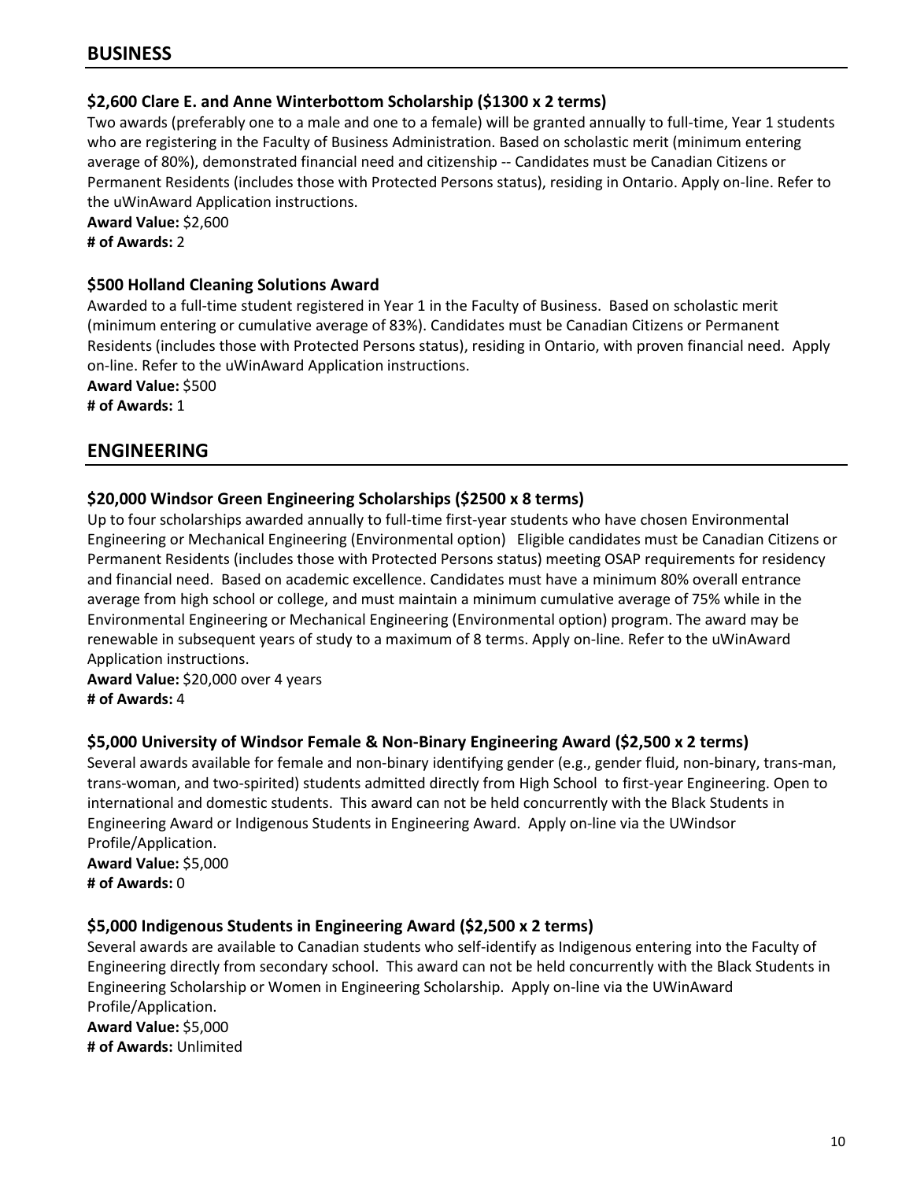## BUSINESS

### $2,600 Clare E. and Anne Winterbottom Scholarship ($1300 x 2 terms)

Two awards (preferably one to a male and one to a female) will be granted annually to full-time, Year 1 students who are registering in the Faculty of Business Administration. Based on scholastic merit (minimum entering average of 80%), demonstrated financial need and citizenship -- Candidates must be Canadian Citizens or Permanent Residents (includes those with Protected Persons status), residing in Ontario. Apply on-line. Refer to the uWinAward Application instructions.

**Award Value:** $2,600
**# of Awards:** 2

### $500 Holland Cleaning Solutions Award

Awarded to a full-time student registered in Year 1 in the Faculty of Business. Based on scholastic merit (minimum entering or cumulative average of 83%). Candidates must be Canadian Citizens or Permanent Residents (includes those with Protected Persons status), residing in Ontario, with proven financial need. Apply on-line. Refer to the uWinAward Application instructions.

**Award Value:** $500
**# of Awards:** 1

## ENGINEERING

### $20,000 Windsor Green Engineering Scholarships ($2500 x 8 terms)

Up to four scholarships awarded annually to full-time first-year students who have chosen Environmental Engineering or Mechanical Engineering (Environmental option) Eligible candidates must be Canadian Citizens or Permanent Residents (includes those with Protected Persons status) meeting OSAP requirements for residency and financial need. Based on academic excellence. Candidates must have a minimum 80% overall entrance average from high school or college, and must maintain a minimum cumulative average of 75% while in the Environmental Engineering or Mechanical Engineering (Environmental option) program. The award may be renewable in subsequent years of study to a maximum of 8 terms. Apply on-line. Refer to the uWinAward Application instructions.

**Award Value:** $20,000 over 4 years
**# of Awards:** 4

### $5,000 University of Windsor Female & Non-Binary Engineering Award ($2,500 x 2 terms)

Several awards available for female and non-binary identifying gender (e.g., gender fluid, non-binary, trans-man, trans-woman, and two-spirited) students admitted directly from High School to first-year Engineering. Open to international and domestic students. This award can not be held concurrently with the Black Students in Engineering Award or Indigenous Students in Engineering Award. Apply on-line via the UWindsor Profile/Application.

**Award Value:** $5,000
**# of Awards:** 0

### $5,000 Indigenous Students in Engineering Award ($2,500 x 2 terms)

Several awards are available to Canadian students who self-identify as Indigenous entering into the Faculty of Engineering directly from secondary school. This award can not be held concurrently with the Black Students in Engineering Scholarship or Women in Engineering Scholarship. Apply on-line via the UWinAward Profile/Application.

**Award Value:** $5,000
**# of Awards:** Unlimited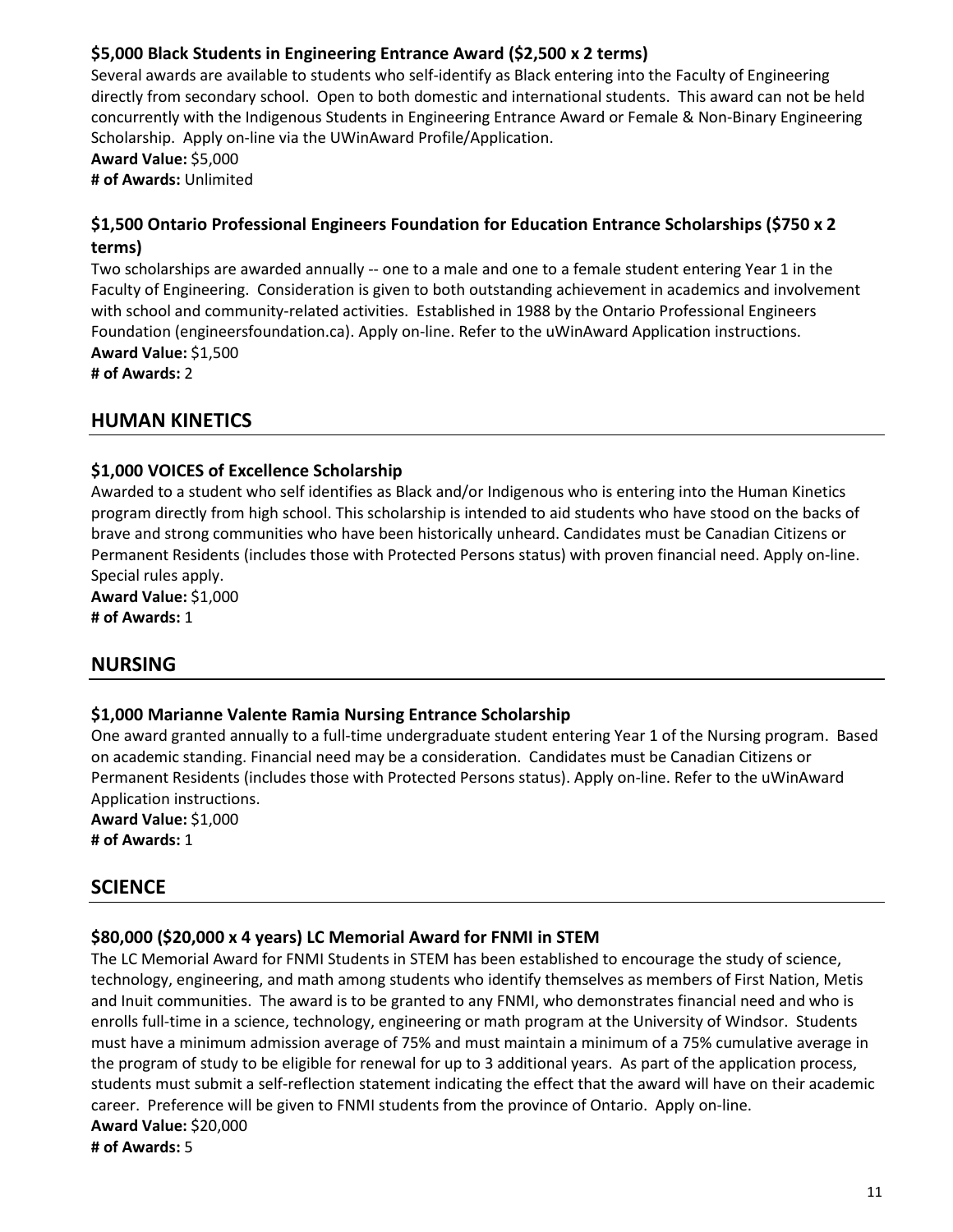### $5,000 Black Students in Engineering Entrance Award ($2,500 x 2 terms)

Several awards are available to students who self-identify as Black entering into the Faculty of Engineering directly from secondary school. Open to both domestic and international students. This award can not be held concurrently with the Indigenous Students in Engineering Entrance Award or Female & Non-Binary Engineering Scholarship. Apply on-line via the UWinAward Profile/Application.

**Award Value:** $5,000
**# of Awards:** Unlimited

### $1,500 Ontario Professional Engineers Foundation for Education Entrance Scholarships ($750 x 2 terms)

Two scholarships are awarded annually -- one to a male and one to a female student entering Year 1 in the Faculty of Engineering. Consideration is given to both outstanding achievement in academics and involvement with school and community-related activities. Established in 1988 by the Ontario Professional Engineers Foundation (engineersfoundation.ca). Apply on-line. Refer to the uWinAward Application instructions.

**Award Value:** $1,500
**# of Awards:** 2

## HUMAN KINETICS

### $1,000 VOICES of Excellence Scholarship

Awarded to a student who self identifies as Black and/or Indigenous who is entering into the Human Kinetics program directly from high school. This scholarship is intended to aid students who have stood on the backs of brave and strong communities who have been historically unheard. Candidates must be Canadian Citizens or Permanent Residents (includes those with Protected Persons status) with proven financial need. Apply on-line. Special rules apply.

**Award Value:** $1,000
**# of Awards:** 1

## NURSING

### $1,000 Marianne Valente Ramia Nursing Entrance Scholarship

One award granted annually to a full-time undergraduate student entering Year 1 of the Nursing program. Based on academic standing. Financial need may be a consideration. Candidates must be Canadian Citizens or Permanent Residents (includes those with Protected Persons status). Apply on-line. Refer to the uWinAward Application instructions.

**Award Value:** $1,000
**# of Awards:** 1

## SCIENCE

### $80,000 ($20,000 x 4 years) LC Memorial Award for FNMI in STEM

The LC Memorial Award for FNMI Students in STEM has been established to encourage the study of science, technology, engineering, and math among students who identify themselves as members of First Nation, Metis and Inuit communities. The award is to be granted to any FNMI, who demonstrates financial need and who is enrolls full-time in a science, technology, engineering or math program at the University of Windsor. Students must have a minimum admission average of 75% and must maintain a minimum of a 75% cumulative average in the program of study to be eligible for renewal for up to 3 additional years. As part of the application process, students must submit a self-reflection statement indicating the effect that the award will have on their academic career. Preference will be given to FNMI students from the province of Ontario. Apply on-line.

**Award Value:** $20,000
**# of Awards:** 5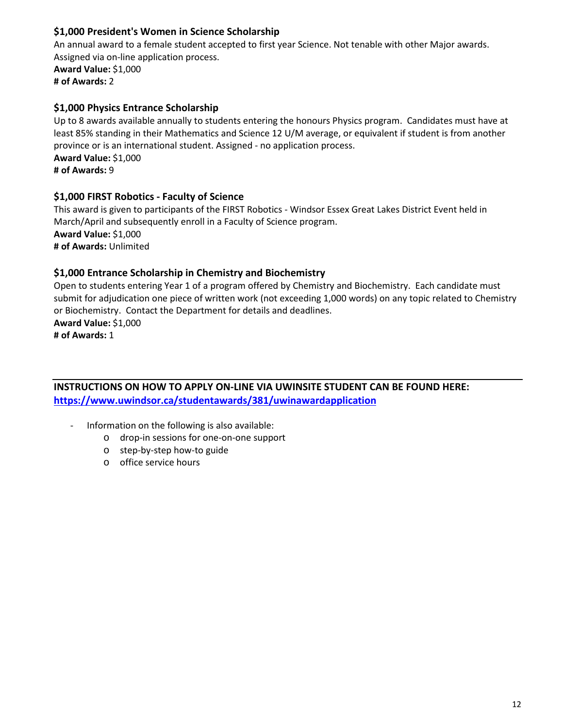### $1,000 President's Women in Science Scholarship

An annual award to a female student accepted to first year Science. Not tenable with other Major awards. Assigned via on-line application process.

**Award Value:** $1,000

**# of Awards:** 2

### $1,000 Physics Entrance Scholarship

Up to 8 awards available annually to students entering the honours Physics program. Candidates must have at least 85% standing in their Mathematics and Science 12 U/M average, or equivalent if student is from another province or is an international student. Assigned - no application process.

**Award Value:** $1,000

**# of Awards:** 9

### $1,000 FIRST Robotics - Faculty of Science

This award is given to participants of the FIRST Robotics - Windsor Essex Great Lakes District Event held in March/April and subsequently enroll in a Faculty of Science program.

**Award Value:** $1,000

**# of Awards:** Unlimited

### $1,000 Entrance Scholarship in Chemistry and Biochemistry

Open to students entering Year 1 of a program offered by Chemistry and Biochemistry. Each candidate must submit for adjudication one piece of written work (not exceeding 1,000 words) on any topic related to Chemistry or Biochemistry. Contact the Department for details and deadlines.

**Award Value:** $1,000

**# of Awards:** 1

---

**INSTRUCTIONS ON HOW TO APPLY ON-LINE VIA UWINSITE STUDENT CAN BE FOUND HERE:**
**https://www.uwindsor.ca/studentawards/381/uwinawardapplication**

- Information on the following is also available:
  - drop-in sessions for one-on-one support
  - step-by-step how-to guide
  - office service hours